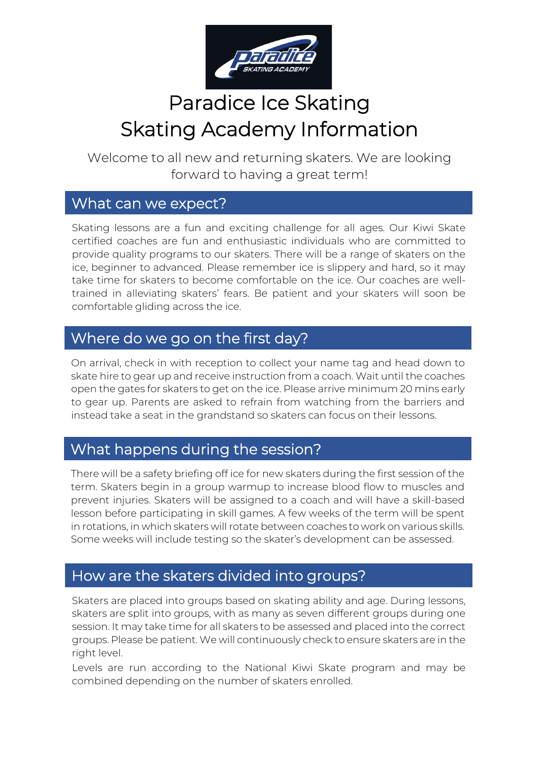# Paradice Ice Skating
# Skating Academy Information

Welcome to all new and returning skaters. We are looking forward to having a great term!

## What can we expect?

Skating lessons are a fun and exciting challenge for all ages. Our Kiwi Skate certified coaches are fun and enthusiastic individuals who are committed to provide quality programs to our skaters. There will be a range of skaters on the ice, beginner to advanced. Please remember ice is slippery and hard, so it may take time for skaters to become comfortable on the ice. Our coaches are well-trained in alleviating skaters' fears. Be patient and your skaters will soon be comfortable gliding across the ice.

## Where do we go on the first day?

On arrival, check in with reception to collect your name tag and head down to skate hire to gear up and receive instruction from a coach. Wait until the coaches open the gates for skaters to get on the ice. Please arrive minimum 20 mins early to gear up. Parents are asked to refrain from watching from the barriers and instead take a seat in the grandstand so skaters can focus on their lessons.

## What happens during the session?

There will be a safety briefing off ice for new skaters during the first session of the term. Skaters begin in a group warmup to increase blood flow to muscles and prevent injuries. Skaters will be assigned to a coach and will have a skill-based lesson before participating in skill games. A few weeks of the term will be spent in rotations, in which skaters will rotate between coaches to work on various skills. Some weeks will include testing so the skater's development can be assessed.

## How are the skaters divided into groups?

Skaters are placed into groups based on skating ability and age. During lessons, skaters are split into groups, with as many as seven different groups during one session. It may take time for all skaters to be assessed and placed into the correct groups. Please be patient. We will continuously check to ensure skaters are in the right level.

Levels are run according to the National Kiwi Skate program and may be combined depending on the number of skaters enrolled.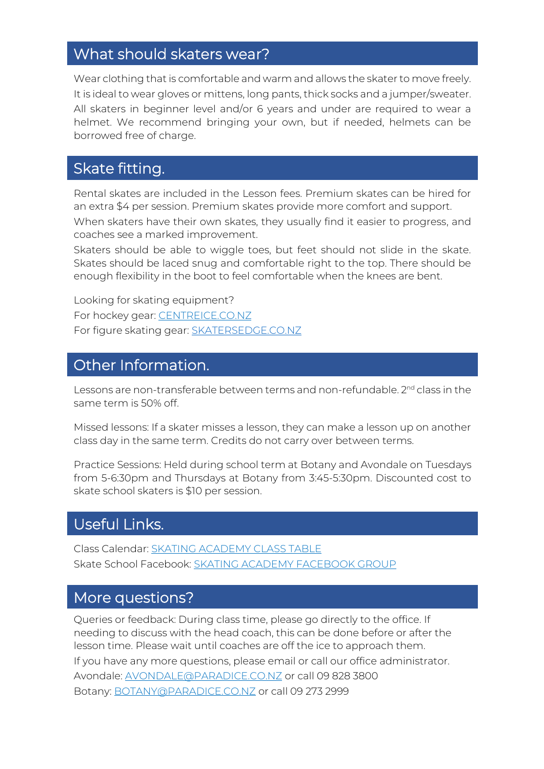## What should skaters wear?

Wear clothing that is comfortable and warm and allows the skater to move freely. It is ideal to wear gloves or mittens, long pants, thick socks and a jumper/sweater. All skaters in beginner level and/or 6 years and under are required to wear a helmet. We recommend bringing your own, but if needed, helmets can be borrowed free of charge.

## Skate fitting.

Rental skates are included in the Lesson fees. Premium skates can be hired for an extra $4 per session. Premium skates provide more comfort and support.

When skaters have their own skates, they usually find it easier to progress, and coaches see a marked improvement.

Skaters should be able to wiggle toes, but feet should not slide in the skate. Skates should be laced snug and comfortable right to the top. There should be enough flexibility in the boot to feel comfortable when the knees are bent.

Looking for skating equipment?
For hockey gear: CENTREICE.CO.NZ
For figure skating gear: SKATERSEDGE.CO.NZ

## Other Information.

Lessons are non-transferable between terms and non-refundable. 2nd class in the same term is 50% off.

Missed lessons: If a skater misses a lesson, they can make a lesson up on another class day in the same term. Credits do not carry over between terms.

Practice Sessions: Held during school term at Botany and Avondale on Tuesdays from 5-6:30pm and Thursdays at Botany from 3:45-5:30pm. Discounted cost to skate school skaters is $10 per session.

## Useful Links.

Class Calendar: SKATING ACADEMY CLASS TABLE
Skate School Facebook: SKATING ACADEMY FACEBOOK GROUP

## More questions?

Queries or feedback: During class time, please go directly to the office. If needing to discuss with the head coach, this can be done before or after the lesson time. Please wait until coaches are off the ice to approach them.

If you have any more questions, please email or call our office administrator.
Avondale: AVONDALE@PARADICE.CO.NZ or call 09 828 3800
Botany: BOTANY@PARADICE.CO.NZ or call 09 273 2999